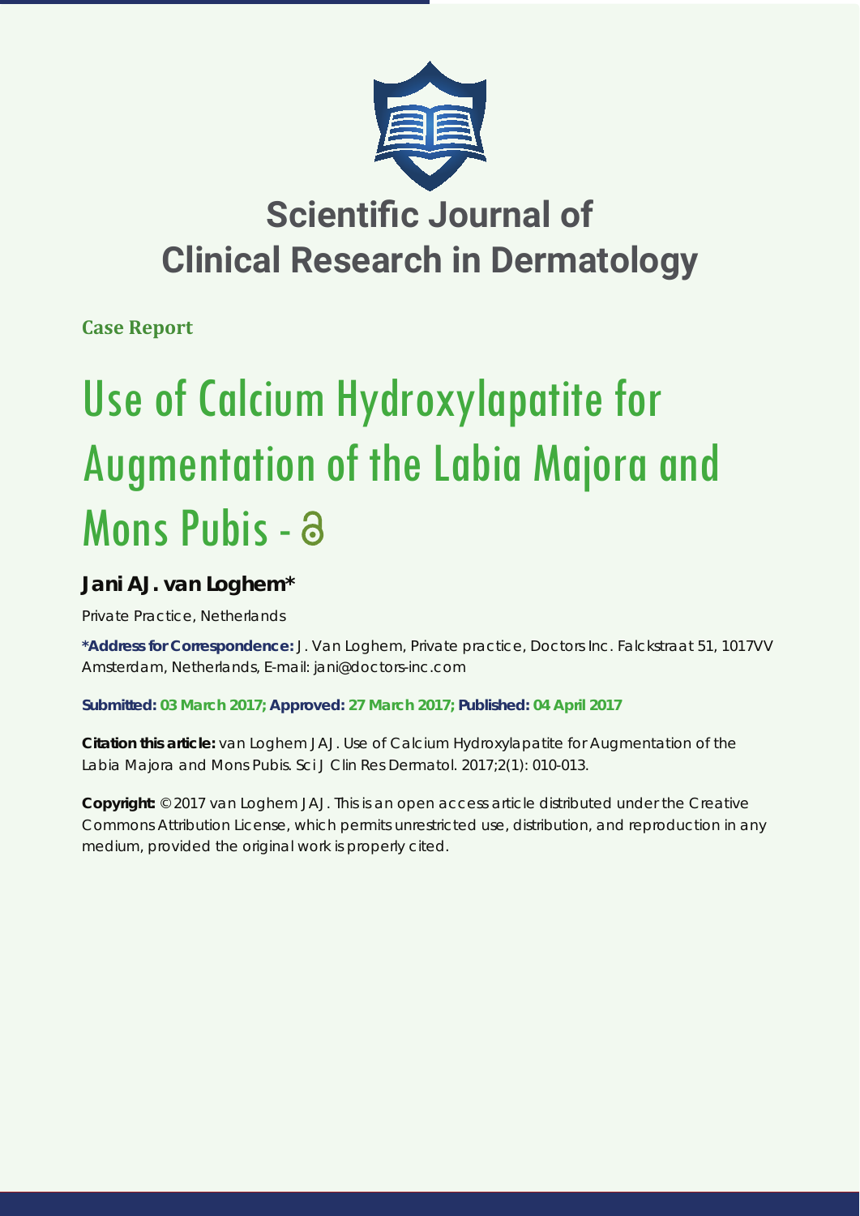# Scientific Journal of Clinical Research in Dermatology

**Case Report**

# Use of Calcium Hydroxylapatite for Augmentation of the Labia Majora and Mons Pubis - 

## Jani AJ. van Loghem*

Private Practice, Netherlands

**\*Address for Correspondence:** J. Van Loghem, Private practice, Doctors Inc. Falckstraat 51, 1017VV Amsterdam, Netherlands, E-mail: jani@doctors-inc.com

**Submitted: 03 March 2017; Approved: 27 March 2017; Published: 04 April 2017**

**Citation this article:** van Loghem JAJ. Use of Calcium Hydroxylapatite for Augmentation of the Labia Majora and Mons Pubis. Sci J Clin Res Dermatol. 2017;2(1): 010-013.

**Copyright:** © 2017 van Loghem JAJ. This is an open access article distributed under the Creative Commons Attribution License, which permits unrestricted use, distribution, and reproduction in any medium, provided the original work is properly cited.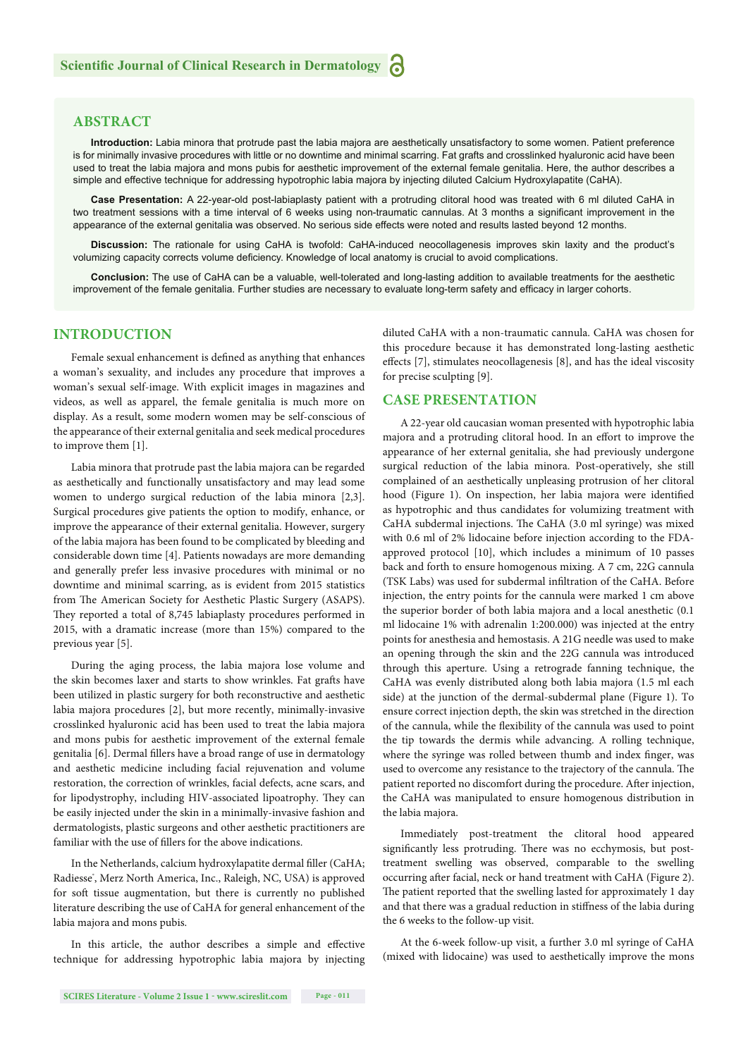## ABSTRACT

**Introduction:** Labia minora that protrude past the labia majora are aesthetically unsatisfactory to some women. Patient preference is for minimally invasive procedures with little or no downtime and minimal scarring. Fat grafts and crosslinked hyaluronic acid have been used to treat the labia majora and mons pubis for aesthetic improvement of the external female genitalia. Here, the author describes a simple and effective technique for addressing hypotrophic labia majora by injecting diluted Calcium Hydroxylapatite (CaHA).

**Case Presentation:** A 22-year-old post-labiaplasty patient with a protruding clitoral hood was treated with 6 ml diluted CaHA in two treatment sessions with a time interval of 6 weeks using non-traumatic cannulas. At 3 months a significant improvement in the appearance of the external genitalia was observed. No serious side effects were noted and results lasted beyond 12 months.

**Discussion:** The rationale for using CaHA is twofold: CaHA-induced neocollagenesis improves skin laxity and the product's volumizing capacity corrects volume deficiency. Knowledge of local anatomy is crucial to avoid complications.

**Conclusion:** The use of CaHA can be a valuable, well-tolerated and long-lasting addition to available treatments for the aesthetic improvement of the female genitalia. Further studies are necessary to evaluate long-term safety and efficacy in larger cohorts.

## INTRODUCTION

Female sexual enhancement is defined as anything that enhances a woman's sexuality, and includes any procedure that improves a woman's sexual self-image. With explicit images in magazines and videos, as well as apparel, the female genitalia is much more on display. As a result, some modern women may be self-conscious of the appearance of their external genitalia and seek medical procedures to improve them [1].

Labia minora that protrude past the labia majora can be regarded as aesthetically and functionally unsatisfactory and may lead some women to undergo surgical reduction of the labia minora [2,3]. Surgical procedures give patients the option to modify, enhance, or improve the appearance of their external genitalia. However, surgery of the labia majora has been found to be complicated by bleeding and considerable down time [4]. Patients nowadays are more demanding and generally prefer less invasive procedures with minimal or no downtime and minimal scarring, as is evident from 2015 statistics from The American Society for Aesthetic Plastic Surgery (ASAPS). They reported a total of 8,745 labiaplasty procedures performed in 2015, with a dramatic increase (more than 15%) compared to the previous year [5].

During the aging process, the labia majora lose volume and the skin becomes laxer and starts to show wrinkles. Fat grafts have been utilized in plastic surgery for both reconstructive and aesthetic labia majora procedures [2], but more recently, minimally-invasive crosslinked hyaluronic acid has been used to treat the labia majora and mons pubis for aesthetic improvement of the external female genitalia [6]. Dermal fillers have a broad range of use in dermatology and aesthetic medicine including facial rejuvenation and volume restoration, the correction of wrinkles, facial defects, acne scars, and for lipodystrophy, including HIV-associated lipoatrophy. They can be easily injected under the skin in a minimally-invasive fashion and dermatologists, plastic surgeons and other aesthetic practitioners are familiar with the use of fillers for the above indications.

In the Netherlands, calcium hydroxylapatite dermal filler (CaHA; Radiesse®, Merz North America, Inc., Raleigh, NC, USA) is approved for soft tissue augmentation, but there is currently no published literature describing the use of CaHA for general enhancement of the labia majora and mons pubis.

In this article, the author describes a simple and effective technique for addressing hypotrophic labia majora by injecting diluted CaHA with a non-traumatic cannula. CaHA was chosen for this procedure because it has demonstrated long-lasting aesthetic effects [7], stimulates neocollagenesis [8], and has the ideal viscosity for precise sculpting [9].

## CASE PRESENTATION

A 22-year old caucasian woman presented with hypotrophic labia majora and a protruding clitoral hood. In an effort to improve the appearance of her external genitalia, she had previously undergone surgical reduction of the labia minora. Post-operatively, she still complained of an aesthetically unpleasing protrusion of her clitoral hood (Figure 1). On inspection, her labia majora were identified as hypotrophic and thus candidates for volumizing treatment with CaHA subdermal injections. The CaHA (3.0 ml syringe) was mixed with 0.6 ml of 2% lidocaine before injection according to the FDA-approved protocol [10], which includes a minimum of 10 passes back and forth to ensure homogenous mixing. A 7 cm, 22G cannula (TSK Labs) was used for subdermal infiltration of the CaHA. Before injection, the entry points for the cannula were marked 1 cm above the superior border of both labia majora and a local anesthetic (0.1 ml lidocaine 1% with adrenalin 1:200.000) was injected at the entry points for anesthesia and hemostasis. A 21G needle was used to make an opening through the skin and the 22G cannula was introduced through this aperture. Using a retrograde fanning technique, the CaHA was evenly distributed along both labia majora (1.5 ml each side) at the junction of the dermal-subdermal plane (Figure 1). To ensure correct injection depth, the skin was stretched in the direction of the cannula, while the flexibility of the cannula was used to point the tip towards the dermis while advancing. A rolling technique, where the syringe was rolled between thumb and index finger, was used to overcome any resistance to the trajectory of the cannula. The patient reported no discomfort during the procedure. After injection, the CaHA was manipulated to ensure homogenous distribution in the labia majora.

Immediately post-treatment the clitoral hood appeared significantly less protruding. There was no ecchymosis, but post-treatment swelling was observed, comparable to the swelling occurring after facial, neck or hand treatment with CaHA (Figure 2). The patient reported that the swelling lasted for approximately 1 day and that there was a gradual reduction in stiffness of the labia during the 6 weeks to the follow-up visit.

At the 6-week follow-up visit, a further 3.0 ml syringe of CaHA (mixed with lidocaine) was used to aesthetically improve the mons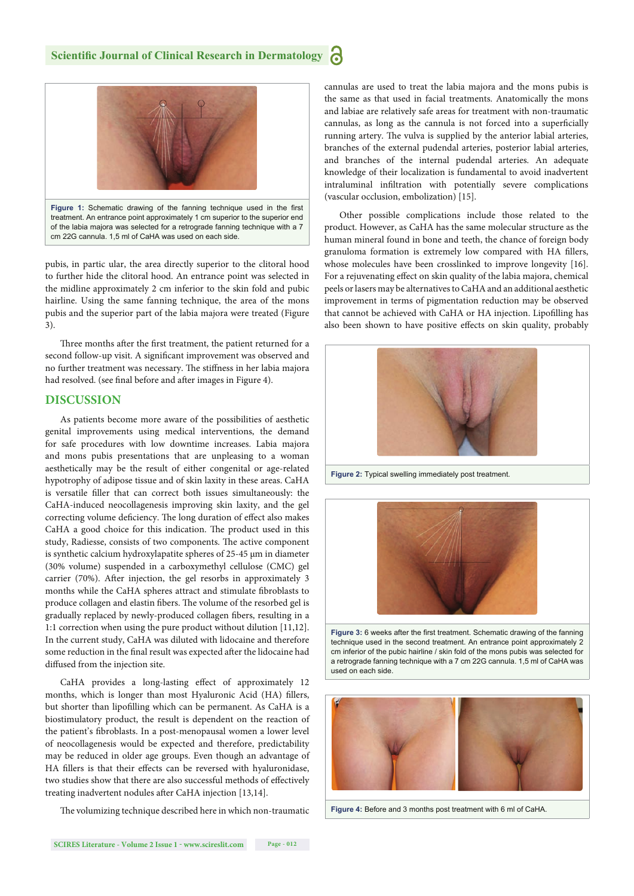Figure 1: Schematic drawing of the fanning technique used in the first treatment. An entrance point approximately 1 cm superior to the superior end of the labia majora was selected for a retrograde fanning technique with a 7 cm 22G cannula. 1,5 ml of CaHA was used on each side.

pubis, in partic ular, the area directly superior to the clitoral hood to further hide the clitoral hood. An entrance point was selected in the midline approximately 2 cm inferior to the skin fold and pubic hairline. Using the same fanning technique, the area of the mons pubis and the superior part of the labia majora were treated (Figure 3).

Three months after the first treatment, the patient returned for a second follow-up visit. A significant improvement was observed and no further treatment was necessary. The stiffness in her labia majora had resolved. (see final before and after images in Figure 4).

## DISCUSSION

As patients become more aware of the possibilities of aesthetic genital improvements using medical interventions, the demand for safe procedures with low downtime increases. Labia majora and mons pubis presentations that are unpleasing to a woman aesthetically may be the result of either congenital or age-related hypotrophy of adipose tissue and of skin laxity in these areas. CaHA is versatile filler that can correct both issues simultaneously: the CaHA-induced neocollagenesis improving skin laxity, and the gel correcting volume deficiency. The long duration of effect also makes CaHA a good choice for this indication. The product used in this study, Radiesse, consists of two components. The active component is synthetic calcium hydroxylapatite spheres of 25-45 µm in diameter (30% volume) suspended in a carboxymethyl cellulose (CMC) gel carrier (70%). After injection, the gel resorbs in approximately 3 months while the CaHA spheres attract and stimulate fibroblasts to produce collagen and elastin fibers. The volume of the resorbed gel is gradually replaced by newly-produced collagen fibers, resulting in a 1:1 correction when using the pure product without dilution [11,12]. In the current study, CaHA was diluted with lidocaine and therefore some reduction in the final result was expected after the lidocaine had diffused from the injection site.

CaHA provides a long-lasting effect of approximately 12 months, which is longer than most Hyaluronic Acid (HA) fillers, but shorter than lipofilling which can be permanent. As CaHA is a biostimulatory product, the result is dependent on the reaction of the patient's fibroblasts. In a post-menopausal women a lower level of neocollagenesis would be expected and therefore, predictability may be reduced in older age groups. Even though an advantage of HA fillers is that their effects can be reversed with hyaluronidase, two studies show that there are also successful methods of effectively treating inadvertent nodules after CaHA injection [13,14].

The volumizing technique described here in which non-traumatic cannulas are used to treat the labia majora and the mons pubis is the same as that used in facial treatments. Anatomically the mons and labiae are relatively safe areas for treatment with non-traumatic cannulas, as long as the cannula is not forced into a superficially running artery. The vulva is supplied by the anterior labial arteries, branches of the external pudendal arteries, posterior labial arteries, and branches of the internal pudendal arteries. An adequate knowledge of their localization is fundamental to avoid inadvertent intraluminal infiltration with potentially severe complications (vascular occlusion, embolization) [15].

Other possible complications include those related to the product. However, as CaHA has the same molecular structure as the human mineral found in bone and teeth, the chance of foreign body granuloma formation is extremely low compared with HA fillers, whose molecules have been crosslinked to improve longevity [16]. For a rejuvenating effect on skin quality of the labia majora, chemical peels or lasers may be alternatives to CaHA and an additional aesthetic improvement in terms of pigmentation reduction may be observed that cannot be achieved with CaHA or HA injection. Lipofilling has also been shown to have positive effects on skin quality, probably

Figure 2: Typical swelling immediately post treatment.

Figure 3: 6 weeks after the first treatment. Schematic drawing of the fanning technique used in the second treatment. An entrance point approximately 2 cm inferior of the pubic hairline / skin fold of the mons pubis was selected for a retrograde fanning technique with a 7 cm 22G cannula. 1,5 ml of CaHA was used on each side.

Figure 4: Before and 3 months post treatment with 6 ml of CaHA.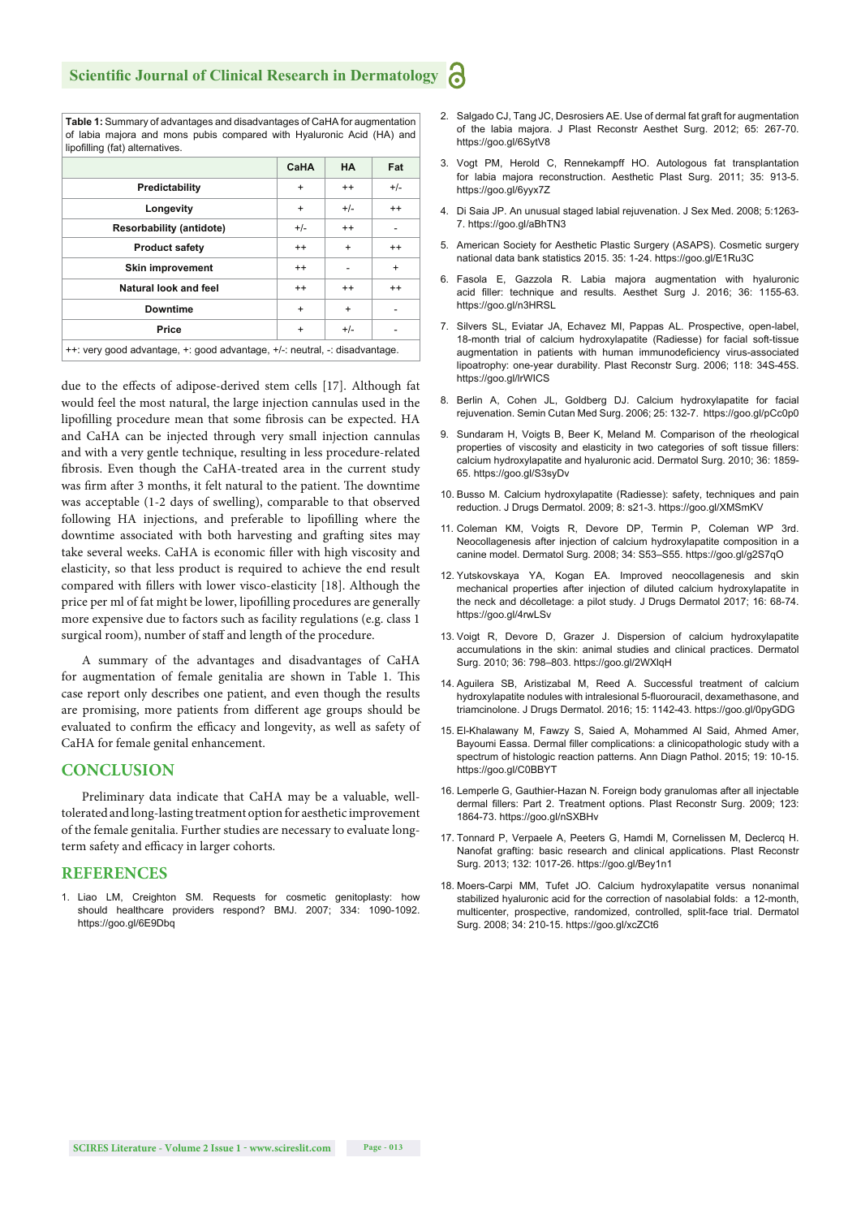**Table 1:** Summary of advantages and disadvantages of CaHA for augmentation of labia majora and mons pubis compared with Hyaluronic Acid (HA) and lipofilling (fat) alternatives.

| | CaHA | HA | Fat |
|---|---|---|---|
| Predictability | + | ++ | +/- |
| Longevity | + | +/- | ++ |
| Resorbability (antidote) | +/- | ++ | - |
| Product safety | ++ | + | ++ |
| Skin improvement | ++ | - | + |
| Natural look and feel | ++ | ++ | ++ |
| Downtime | + | + | - |
| Price | + | +/- | - |

++: very good advantage, +: good advantage, +/-: neutral, -: disadvantage.

due to the effects of adipose-derived stem cells [17]. Although fat would feel the most natural, the large injection cannulas used in the lipofilling procedure mean that some fibrosis can be expected. HA and CaHA can be injected through very small injection cannulas and with a very gentle technique, resulting in less procedure-related fibrosis. Even though the CaHA-treated area in the current study was firm after 3 months, it felt natural to the patient. The downtime was acceptable (1-2 days of swelling), comparable to that observed following HA injections, and preferable to lipofilling where the downtime associated with both harvesting and grafting sites may take several weeks. CaHA is economic filler with high viscosity and elasticity, so that less product is required to achieve the end result compared with fillers with lower visco-elasticity [18]. Although the price per ml of fat might be lower, lipofilling procedures are generally more expensive due to factors such as facility regulations (e.g. class 1 surgical room), number of staff and length of the procedure.

A summary of the advantages and disadvantages of CaHA for augmentation of female genitalia are shown in Table 1. This case report only describes one patient, and even though the results are promising, more patients from different age groups should be evaluated to confirm the efficacy and longevity, as well as safety of CaHA for female genital enhancement.

## CONCLUSION

Preliminary data indicate that CaHA may be a valuable, well-tolerated and long-lasting treatment option for aesthetic improvement of the female genitalia. Further studies are necessary to evaluate long-term safety and efficacy in larger cohorts.

## REFERENCES

1. Liao LM, Creighton SM. Requests for cosmetic genitoplasty: how should healthcare providers respond? BMJ. 2007; 334: 1090-1092. https://goo.gl/6E9Dbq
2. Salgado CJ, Tang JC, Desrosiers AE. Use of dermal fat graft for augmentation of the labia majora. J Plast Reconstr Aesthet Surg. 2012; 65: 267-70. https://goo.gl/6SytV8
3. Vogt PM, Herold C, Rennekampff HO. Autologous fat transplantation for labia majora reconstruction. Aesthetic Plast Surg. 2011; 35: 913-5. https://goo.gl/6yyx7Z
4. Di Saia JP. An unusual staged labial rejuvenation. J Sex Med. 2008; 5:1263-7. https://goo.gl/aBhTN3
5. American Society for Aesthetic Plastic Surgery (ASAPS). Cosmetic surgery national data bank statistics 2015. 35: 1-24. https://goo.gl/E1Ru3C
6. Fasola E, Gazzola R. Labia majora augmentation with hyaluronic acid filler: technique and results. Aesthet Surg J. 2016; 36: 1155-63. https://goo.gl/n3HRSL
7. Silvers SL, Eviatar JA, Echavez MI, Pappas AL. Prospective, open-label, 18-month trial of calcium hydroxylapatite (Radiesse) for facial soft-tissue augmentation in patients with human immunodeficiency virus-associated lipoatrophy: one-year durability. Plast Reconstr Surg. 2006; 118: 34S-45S. https://goo.gl/lrWICS
8. Berlin A, Cohen JL, Goldberg DJ. Calcium hydroxylapatite for facial rejuvenation. Semin Cutan Med Surg. 2006; 25: 132-7. https://goo.gl/pCc0p0
9. Sundaram H, Voigts B, Beer K, Meland M. Comparison of the rheological properties of viscosity and elasticity in two categories of soft tissue fillers: calcium hydroxylapatite and hyaluronic acid. Dermatol Surg. 2010; 36: 1859-65. https://goo.gl/S3syDv
10. Busso M. Calcium hydroxylapatite (Radiesse): safety, techniques and pain reduction. J Drugs Dermatol. 2009; 8: s21-3. https://goo.gl/XMSmKV
11. Coleman KM, Voigts R, Devore DP, Termin P, Coleman WP 3rd. Neocollagenesis after injection of calcium hydroxylapatite composition in a canine model. Dermatol Surg. 2008; 34: S53–S55. https://goo.gl/g2S7qO
12. Yutskovskaya YA, Kogan EA. Improved neocollagenesis and skin mechanical properties after injection of diluted calcium hydroxylapatite in the neck and décolletage: a pilot study. J Drugs Dermatol 2017; 16: 68-74. https://goo.gl/4rwLSv
13. Voigt R, Devore D, Grazer J. Dispersion of calcium hydroxylapatite accumulations in the skin: animal studies and clinical practices. Dermatol Surg. 2010; 36: 798–803. https://goo.gl/2WXlqH
14. Aguilera SB, Aristizabal M, Reed A. Successful treatment of calcium hydroxylapatite nodules with intralesional 5-fluorouracil, dexamethasone, and triamcinolone. J Drugs Dermatol. 2016; 15: 1142-43. https://goo.gl/0pyGDG
15. El-Khalawany M, Fawzy S, Saied A, Mohammed Al Said, Ahmed Amer, Bayoumi Eassa. Dermal filler complications: a clinicopathologic study with a spectrum of histologic reaction patterns. Ann Diagn Pathol. 2015; 19: 10-15. https://goo.gl/C0BBYT
16. Lemperle G, Gauthier-Hazan N. Foreign body granulomas after all injectable dermal fillers: Part 2. Treatment options. Plast Reconstr Surg. 2009; 123: 1864-73. https://goo.gl/nSXBHv
17. Tonnard P, Verpaele A, Peeters G, Hamdi M, Cornelissen M, Declercq H. Nanofat grafting: basic research and clinical applications. Plast Reconstr Surg. 2013; 132: 1017-26. https://goo.gl/Bey1n1
18. Moers-Carpi MM, Tufet JO. Calcium hydroxylapatite versus nonanimal stabilized hyaluronic acid for the correction of nasolabial folds: a 12-month, multicenter, prospective, randomized, controlled, split-face trial. Dermatol Surg. 2008; 34: 210-15. https://goo.gl/xcZCt6